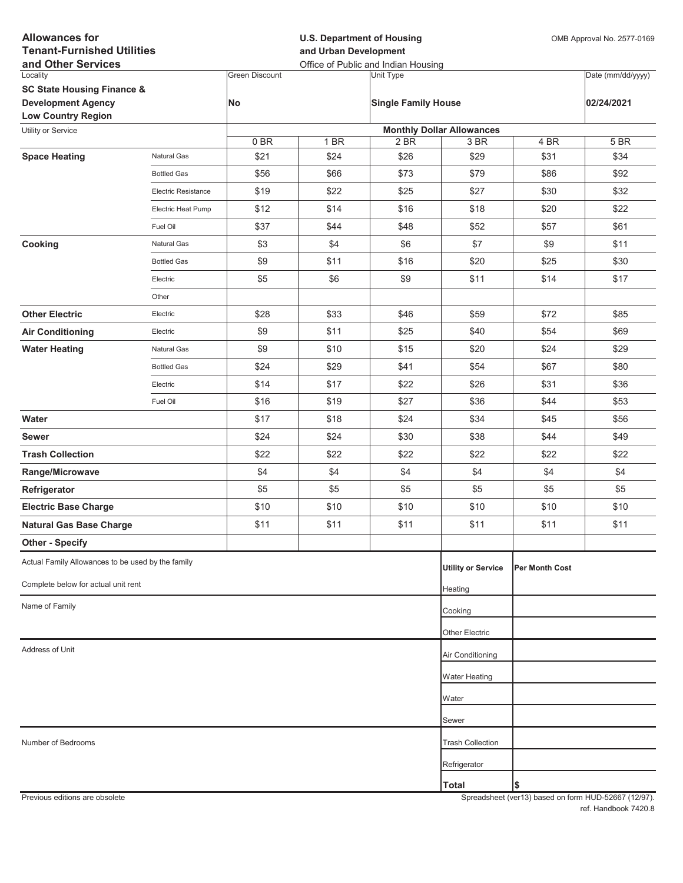# Allowances for Tenant-Furnished Utilities and Other Services

**U.S. Department of Housing and Urban Development**
Office of Public and Indian Housing

OMB Approval No. 2577-0169

| Locality | Green Discount | Unit Type | Date (mm/dd/yyyy) |
|---|---|---|---|
| **SC State Housing Finance & Development Agency Low Country Region** | **No** | **Single Family House** | **02/24/2021** |

| Utility or Service | | Monthly Dollar Allowances | | | | | |
|---|---|---|---|---|---|---|---|
| | | 0 BR | 1 BR | 2 BR | 3 BR | 4 BR | 5 BR |
| **Space Heating** | Natural Gas | $21 | $24 | $26 | $29 | $31 | $34 |
| | Bottled Gas | $56 | $66 | $73 | $79 | $86 | $92 |
| | Electric Resistance | $19 | $22 | $25 | $27 | $30 | $32 |
| | Electric Heat Pump | $12 | $14 | $16 | $18 | $20 | $22 |
| | Fuel Oil | $37 | $44 | $48 | $52 | $57 | $61 |
| **Cooking** | Natural Gas | $3 | $4 | $6 | $7 | $9 | $11 |
| | Bottled Gas | $9 | $11 | $16 | $20 | $25 | $30 |
| | Electric | $5 | $6 | $9 | $11 | $14 | $17 |
| | Other | | | | | | |
| **Other Electric** | Electric | $28 | $33 | $46 | $59 | $72 | $85 |
| **Air Conditioning** | Electric | $9 | $11 | $25 | $40 | $54 | $69 |
| **Water Heating** | Natural Gas | $9 | $10 | $15 | $20 | $24 | $29 |
| | Bottled Gas | $24 | $29 | $41 | $54 | $67 | $80 |
| | Electric | $14 | $17 | $22 | $26 | $31 | $36 |
| | Fuel Oil | $16 | $19 | $27 | $36 | $44 | $53 |
| **Water** | | $17 | $18 | $24 | $34 | $45 | $56 |
| **Sewer** | | $24 | $24 | $30 | $38 | $44 | $49 |
| **Trash Collection** | | $22 | $22 | $22 | $22 | $22 | $22 |
| **Range/Microwave** | | $4 | $4 | $4 | $4 | $4 | $4 |
| **Refrigerator** | | $5 | $5 | $5 | $5 | $5 | $5 |
| **Electric Base Charge** | | $10 | $10 | $10 | $10 | $10 | $10 |
| **Natural Gas Base Charge** | | $11 | $11 | $11 | $11 | $11 | $11 |
| **Other - Specify** | | | | | | | |

Actual Family Allowances to be used by the family

Complete below for actual unit rent

Name of Family

Address of Unit

Number of Bedrooms

| Utility or Service | Per Month Cost |
|---|---|
| Heating | |
| Cooking | |
| Other Electric | |
| Air Conditioning | |
| Water Heating | |
| Water | |
| Sewer | |
| Trash Collection | |
| Refrigerator | |
| **Total** | $ |

Previous editions are obsolete

Spreadsheet (ver13) based on form HUD-52667 (12/97).
ref. Handbook 7420.8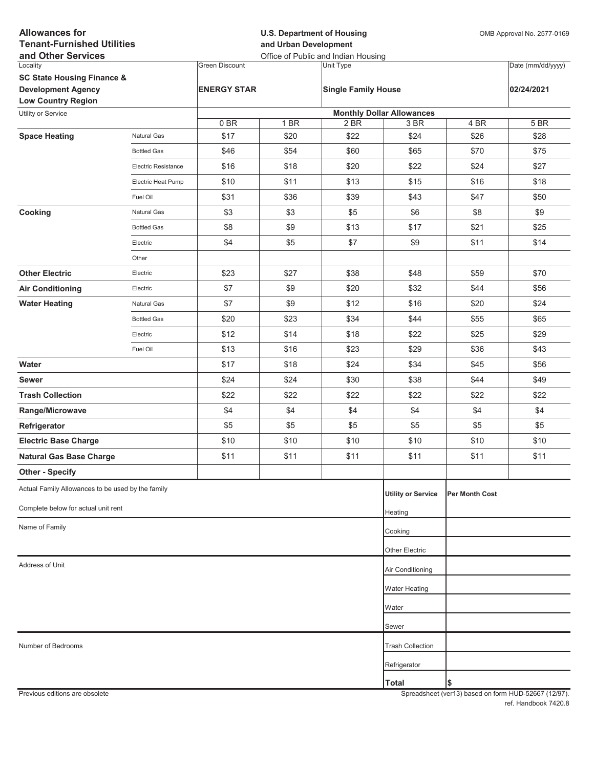**Allowances for Tenant-Furnished Utilities and Other Services**

**U.S. Department of Housing and Urban Development**
Office of Public and Indian Housing

OMB Approval No. 2577-0169

| Locality | Green Discount | Unit Type | Date (mm/dd/yyyy) |
|---|---|---|---|
| **SC State Housing Finance & Development Agency Low Country Region** | **ENERGY STAR** | **Single Family House** | **02/24/2021** |

| Utility or Service | | Monthly Dollar Allowances | | | | | |
|---|---|---|---|---|---|---|---|
| | | 0 BR | 1 BR | 2 BR | 3 BR | 4 BR | 5 BR |
| **Space Heating** | Natural Gas | $17 | $20 | $22 | $24 | $26 | $28 |
| | Bottled Gas | $46 | $54 | $60 | $65 | $70 | $75 |
| | Electric Resistance | $16 | $18 | $20 | $22 | $24 | $27 |
| | Electric Heat Pump | $10 | $11 | $13 | $15 | $16 | $18 |
| | Fuel Oil | $31 | $36 | $39 | $43 | $47 | $50 |
| **Cooking** | Natural Gas | $3 | $3 | $5 | $6 | $8 | $9 |
| | Bottled Gas | $8 | $9 | $13 | $17 | $21 | $25 |
| | Electric | $4 | $5 | $7 | $9 | $11 | $14 |
| | Other | | | | | | |
| **Other Electric** | Electric | $23 | $27 | $38 | $48 | $59 | $70 |
| **Air Conditioning** | Electric | $7 | $9 | $20 | $32 | $44 | $56 |
| **Water Heating** | Natural Gas | $7 | $9 | $12 | $16 | $20 | $24 |
| | Bottled Gas | $20 | $23 | $34 | $44 | $55 | $65 |
| | Electric | $12 | $14 | $18 | $22 | $25 | $29 |
| | Fuel Oil | $13 | $16 | $23 | $29 | $36 | $43 |
| **Water** | | $17 | $18 | $24 | $34 | $45 | $56 |
| **Sewer** | | $24 | $24 | $30 | $38 | $44 | $49 |
| **Trash Collection** | | $22 | $22 | $22 | $22 | $22 | $22 |
| **Range/Microwave** | | $4 | $4 | $4 | $4 | $4 | $4 |
| **Refrigerator** | | $5 | $5 | $5 | $5 | $5 | $5 |
| **Electric Base Charge** | | $10 | $10 | $10 | $10 | $10 | $10 |
| **Natural Gas Base Charge** | | $11 | $11 | $11 | $11 | $11 | $11 |
| **Other - Specify** | | | | | | | |

Actual Family Allowances to be used by the family

Complete below for actual unit rent

Name of Family

Address of Unit

Number of Bedrooms

| Utility or Service | Per Month Cost |
|---|---|
| Heating | |
| Cooking | |
| Other Electric | |
| Air Conditioning | |
| Water Heating | |
| Water | |
| Sewer | |
| Trash Collection | |
| Refrigerator | |
| **Total** | $ |

Previous editions are obsolete

Spreadsheet (ver13) based on form HUD-52667 (12/97).
ref. Handbook 7420.8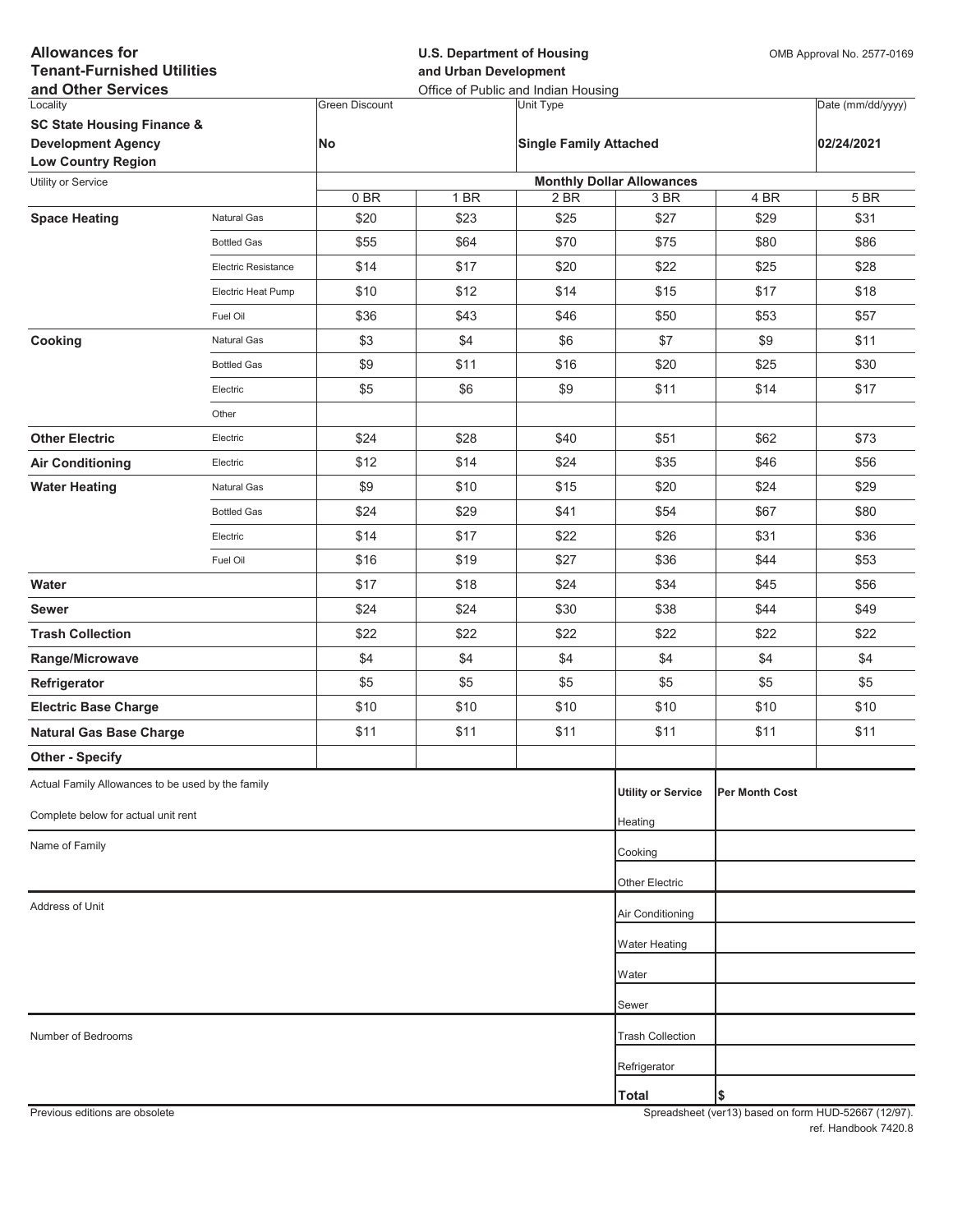**Allowances for Tenant-Furnished Utilities and Other Services**

**U.S. Department of Housing and Urban Development**
Office of Public and Indian Housing

OMB Approval No. 2577-0169

| Locality | Green Discount | Unit Type | Date (mm/dd/yyyy) |
|---|---|---|---|
| **SC State Housing Finance & Development Agency Low Country Region** | **No** | **Single Family Attached** | **02/24/2021** |

| Utility or Service | | Monthly Dollar Allowances | | | | | |
|---|---|---|---|---|---|---|---|
| | | 0 BR | 1 BR | 2 BR | 3 BR | 4 BR | 5 BR |
| **Space Heating** | Natural Gas | $20 | $23 | $25 | $27 | $29 | $31 |
| | Bottled Gas | $55 | $64 | $70 | $75 | $80 | $86 |
| | Electric Resistance | $14 | $17 | $20 | $22 | $25 | $28 |
| | Electric Heat Pump | $10 | $12 | $14 | $15 | $17 | $18 |
| | Fuel Oil | $36 | $43 | $46 | $50 | $53 | $57 |
| **Cooking** | Natural Gas | $3 | $4 | $6 | $7 | $9 | $11 |
| | Bottled Gas | $9 | $11 | $16 | $20 | $25 | $30 |
| | Electric | $5 | $6 | $9 | $11 | $14 | $17 |
| | Other | | | | | | |
| **Other Electric** | Electric | $24 | $28 | $40 | $51 | $62 | $73 |
| **Air Conditioning** | Electric | $12 | $14 | $24 | $35 | $46 | $56 |
| **Water Heating** | Natural Gas | $9 | $10 | $15 | $20 | $24 | $29 |
| | Bottled Gas | $24 | $29 | $41 | $54 | $67 | $80 |
| | Electric | $14 | $17 | $22 | $26 | $31 | $36 |
| | Fuel Oil | $16 | $19 | $27 | $36 | $44 | $53 |
| **Water** | | $17 | $18 | $24 | $34 | $45 | $56 |
| **Sewer** | | $24 | $24 | $30 | $38 | $44 | $49 |
| **Trash Collection** | | $22 | $22 | $22 | $22 | $22 | $22 |
| **Range/Microwave** | | $4 | $4 | $4 | $4 | $4 | $4 |
| **Refrigerator** | | $5 | $5 | $5 | $5 | $5 | $5 |
| **Electric Base Charge** | | $10 | $10 | $10 | $10 | $10 | $10 |
| **Natural Gas Base Charge** | | $11 | $11 | $11 | $11 | $11 | $11 |
| **Other - Specify** | | | | | | | |

Actual Family Allowances to be used by the family

Complete below for actual unit rent

Name of Family

Address of Unit

Number of Bedrooms

| Utility or Service | Per Month Cost |
|---|---|
| Heating | |
| Cooking | |
| Other Electric | |
| Air Conditioning | |
| Water Heating | |
| Water | |
| Sewer | |
| Trash Collection | |
| Refrigerator | |
| **Total** | **$** |

Previous editions are obsolete

Spreadsheet (ver13) based on form HUD-52667 (12/97). ref. Handbook 7420.8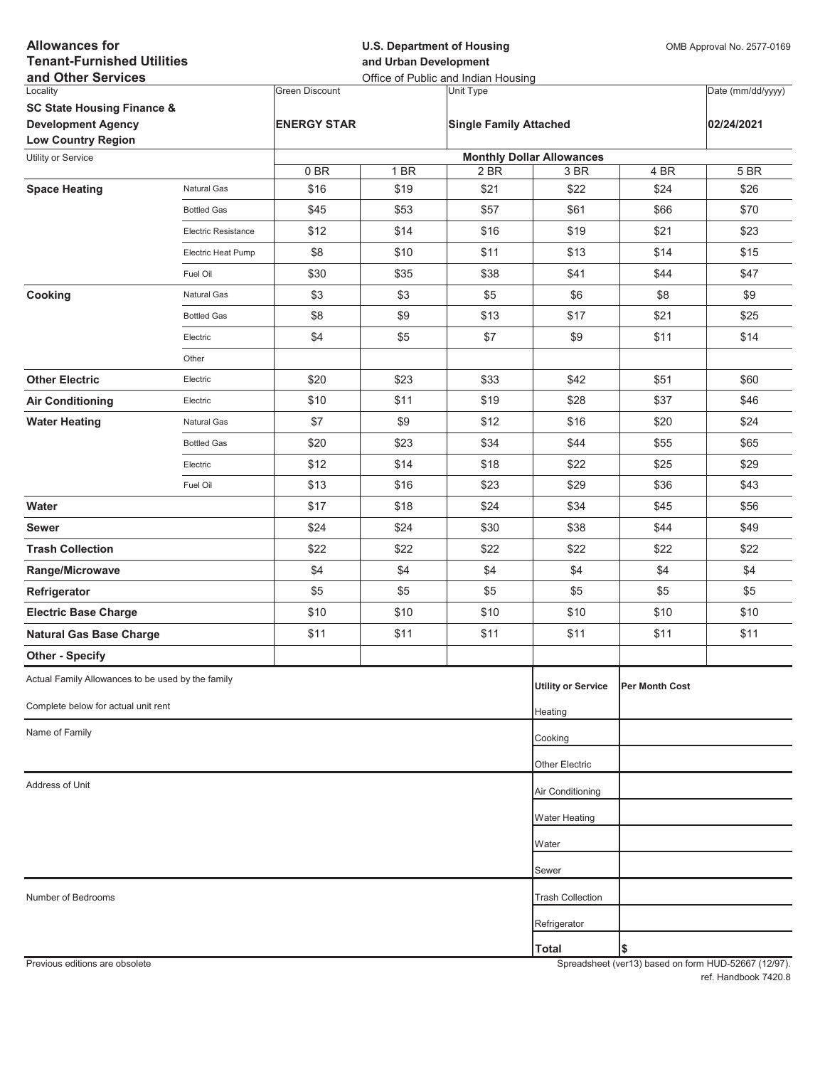**Allowances for Tenant-Furnished Utilities and Other Services**

**U.S. Department of Housing and Urban Development**
Office of Public and Indian Housing

OMB Approval No. 2577-0169

| Locality | Green Discount | Unit Type | Date (mm/dd/yyyy) |
|---|---|---|---|
| **SC State Housing Finance & Development Agency Low Country Region** | **ENERGY STAR** | **Single Family Attached** | **02/24/2021** |

| Utility or Service | | Monthly Dollar Allowances | | | | | |
|---|---|---|---|---|---|---|---|
| | | 0 BR | 1 BR | 2 BR | 3 BR | 4 BR | 5 BR |
| **Space Heating** | Natural Gas | $16 | $19 | $21 | $22 | $24 | $26 |
| | Bottled Gas | $45 | $53 | $57 | $61 | $66 | $70 |
| | Electric Resistance | $12 | $14 | $16 | $19 | $21 | $23 |
| | Electric Heat Pump | $8 | $10 | $11 | $13 | $14 | $15 |
| | Fuel Oil | $30 | $35 | $38 | $41 | $44 | $47 |
| **Cooking** | Natural Gas | $3 | $3 | $5 | $6 | $8 | $9 |
| | Bottled Gas | $8 | $9 | $13 | $17 | $21 | $25 |
| | Electric | $4 | $5 | $7 | $9 | $11 | $14 |
| | Other | | | | | | |
| **Other Electric** | Electric | $20 | $23 | $33 | $42 | $51 | $60 |
| **Air Conditioning** | Electric | $10 | $11 | $19 | $28 | $37 | $46 |
| **Water Heating** | Natural Gas | $7 | $9 | $12 | $16 | $20 | $24 |
| | Bottled Gas | $20 | $23 | $34 | $44 | $55 | $65 |
| | Electric | $12 | $14 | $18 | $22 | $25 | $29 |
| | Fuel Oil | $13 | $16 | $23 | $29 | $36 | $43 |
| **Water** | | $17 | $18 | $24 | $34 | $45 | $56 |
| **Sewer** | | $24 | $24 | $30 | $38 | $44 | $49 |
| **Trash Collection** | | $22 | $22 | $22 | $22 | $22 | $22 |
| **Range/Microwave** | | $4 | $4 | $4 | $4 | $4 | $4 |
| **Refrigerator** | | $5 | $5 | $5 | $5 | $5 | $5 |
| **Electric Base Charge** | | $10 | $10 | $10 | $10 | $10 | $10 |
| **Natural Gas Base Charge** | | $11 | $11 | $11 | $11 | $11 | $11 |
| **Other - Specify** | | | | | | | |

Actual Family Allowances to be used by the family

Complete below for actual unit rent

Name of Family

Address of Unit

Number of Bedrooms

| Utility or Service | Per Month Cost |
|---|---|
| Heating | |
| Cooking | |
| Other Electric | |
| Air Conditioning | |
| Water Heating | |
| Water | |
| Sewer | |
| Trash Collection | |
| Refrigerator | |
| **Total** | $ |

Previous editions are obsolete

Spreadsheet (ver13) based on form HUD-52667 (12/97).
ref. Handbook 7420.8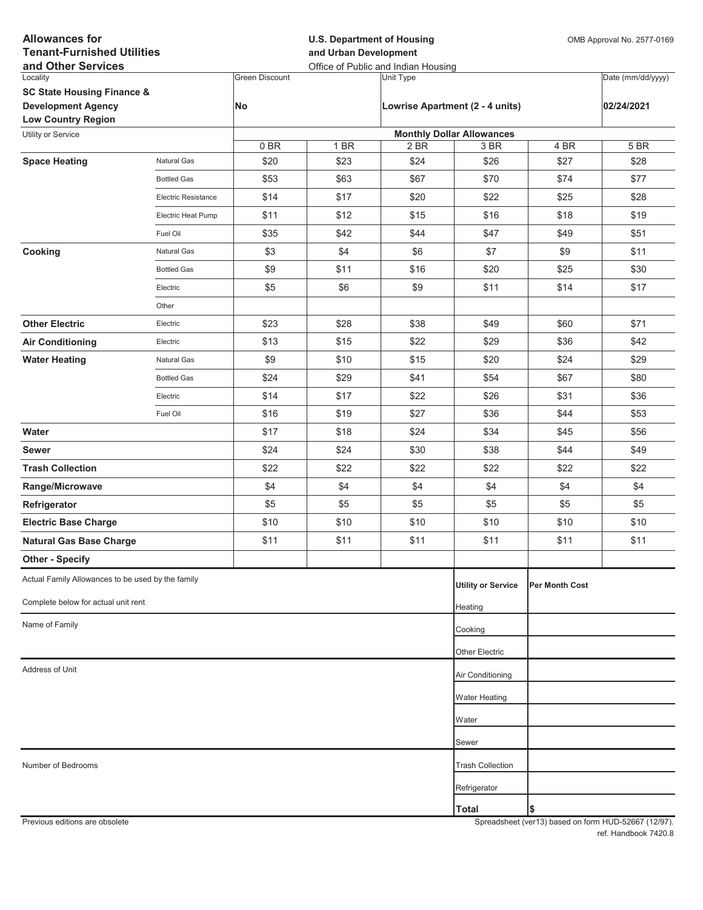**Allowances for Tenant-Furnished Utilities and Other Services**

**U.S. Department of Housing and Urban Development**
Office of Public and Indian Housing

OMB Approval No. 2577-0169

| Locality | Green Discount | Unit Type | Date (mm/dd/yyyy) |
|---|---|---|---|
| **SC State Housing Finance & Development Agency Low Country Region** | **No** | **Lowrise Apartment (2 - 4 units)** | **02/24/2021** |

| Utility or Service | | Monthly Dollar Allowances | | | | | |
|---|---|---|---|---|---|---|---|
| | | 0 BR | 1 BR | 2 BR | 3 BR | 4 BR | 5 BR |
| **Space Heating** | Natural Gas | $20 | $23 | $24 | $26 | $27 | $28 |
| | Bottled Gas | $53 | $63 | $67 | $70 | $74 | $77 |
| | Electric Resistance | $14 | $17 | $20 | $22 | $25 | $28 |
| | Electric Heat Pump | $11 | $12 | $15 | $16 | $18 | $19 |
| | Fuel Oil | $35 | $42 | $44 | $47 | $49 | $51 |
| **Cooking** | Natural Gas | $3 | $4 | $6 | $7 | $9 | $11 |
| | Bottled Gas | $9 | $11 | $16 | $20 | $25 | $30 |
| | Electric | $5 | $6 | $9 | $11 | $14 | $17 |
| | Other | | | | | | |
| **Other Electric** | Electric | $23 | $28 | $38 | $49 | $60 | $71 |
| **Air Conditioning** | Electric | $13 | $15 | $22 | $29 | $36 | $42 |
| **Water Heating** | Natural Gas | $9 | $10 | $15 | $20 | $24 | $29 |
| | Bottled Gas | $24 | $29 | $41 | $54 | $67 | $80 |
| | Electric | $14 | $17 | $22 | $26 | $31 | $36 |
| | Fuel Oil | $16 | $19 | $27 | $36 | $44 | $53 |
| **Water** | | $17 | $18 | $24 | $34 | $45 | $56 |
| **Sewer** | | $24 | $24 | $30 | $38 | $44 | $49 |
| **Trash Collection** | | $22 | $22 | $22 | $22 | $22 | $22 |
| **Range/Microwave** | | $4 | $4 | $4 | $4 | $4 | $4 |
| **Refrigerator** | | $5 | $5 | $5 | $5 | $5 | $5 |
| **Electric Base Charge** | | $10 | $10 | $10 | $10 | $10 | $10 |
| **Natural Gas Base Charge** | | $11 | $11 | $11 | $11 | $11 | $11 |
| **Other - Specify** | | | | | | | |

Actual Family Allowances to be used by the family

Complete below for actual unit rent

Name of Family

Address of Unit

Number of Bedrooms

| Utility or Service | Per Month Cost |
|---|---|
| Heating | |
| Cooking | |
| Other Electric | |
| Air Conditioning | |
| Water Heating | |
| Water | |
| Sewer | |
| Trash Collection | |
| Refrigerator | |
| **Total** | $ |

Previous editions are obsolete

Spreadsheet (ver13) based on form HUD-52667 (12/97).
ref. Handbook 7420.8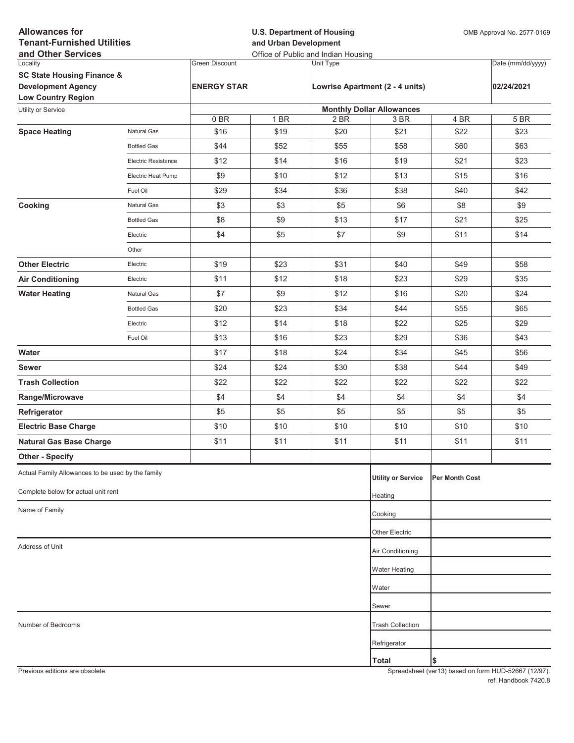**Allowances for Tenant-Furnished Utilities and Other Services**

**U.S. Department of Housing and Urban Development**
Office of Public and Indian Housing

OMB Approval No. 2577-0169

| Locality | Green Discount | Unit Type | Date (mm/dd/yyyy) |
|---|---|---|---|
| **SC State Housing Finance & Development Agency Low Country Region** | **ENERGY STAR** | **Lowrise Apartment (2 - 4 units)** | **02/24/2021** |

| Utility or Service | | Monthly Dollar Allowances | | | | | |
|---|---|---|---|---|---|---|---|
| | | 0 BR | 1 BR | 2 BR | 3 BR | 4 BR | 5 BR |
| **Space Heating** | Natural Gas | $16 | $19 | $20 | $21 | $22 | $23 |
| | Bottled Gas | $44 | $52 | $55 | $58 | $60 | $63 |
| | Electric Resistance | $12 | $14 | $16 | $19 | $21 | $23 |
| | Electric Heat Pump | $9 | $10 | $12 | $13 | $15 | $16 |
| | Fuel Oil | $29 | $34 | $36 | $38 | $40 | $42 |
| **Cooking** | Natural Gas | $3 | $3 | $5 | $6 | $8 | $9 |
| | Bottled Gas | $8 | $9 | $13 | $17 | $21 | $25 |
| | Electric | $4 | $5 | $7 | $9 | $11 | $14 |
| | Other | | | | | | |
| **Other Electric** | Electric | $19 | $23 | $31 | $40 | $49 | $58 |
| **Air Conditioning** | Electric | $11 | $12 | $18 | $23 | $29 | $35 |
| **Water Heating** | Natural Gas | $7 | $9 | $12 | $16 | $20 | $24 |
| | Bottled Gas | $20 | $23 | $34 | $44 | $55 | $65 |
| | Electric | $12 | $14 | $18 | $22 | $25 | $29 |
| | Fuel Oil | $13 | $16 | $23 | $29 | $36 | $43 |
| **Water** | | $17 | $18 | $24 | $34 | $45 | $56 |
| **Sewer** | | $24 | $24 | $30 | $38 | $44 | $49 |
| **Trash Collection** | | $22 | $22 | $22 | $22 | $22 | $22 |
| **Range/Microwave** | | $4 | $4 | $4 | $4 | $4 | $4 |
| **Refrigerator** | | $5 | $5 | $5 | $5 | $5 | $5 |
| **Electric Base Charge** | | $10 | $10 | $10 | $10 | $10 | $10 |
| **Natural Gas Base Charge** | | $11 | $11 | $11 | $11 | $11 | $11 |
| **Other - Specify** | | | | | | | |

Actual Family Allowances to be used by the family

Complete below for actual unit rent

Name of Family

Address of Unit

Number of Bedrooms

| Utility or Service | Per Month Cost |
|---|---|
| Heating | |
| Cooking | |
| Other Electric | |
| Air Conditioning | |
| Water Heating | |
| Water | |
| Sewer | |
| Trash Collection | |
| Refrigerator | |
| **Total** | $ |

Previous editions are obsolete

Spreadsheet (ver13) based on form HUD-52667 (12/97). ref. Handbook 7420.8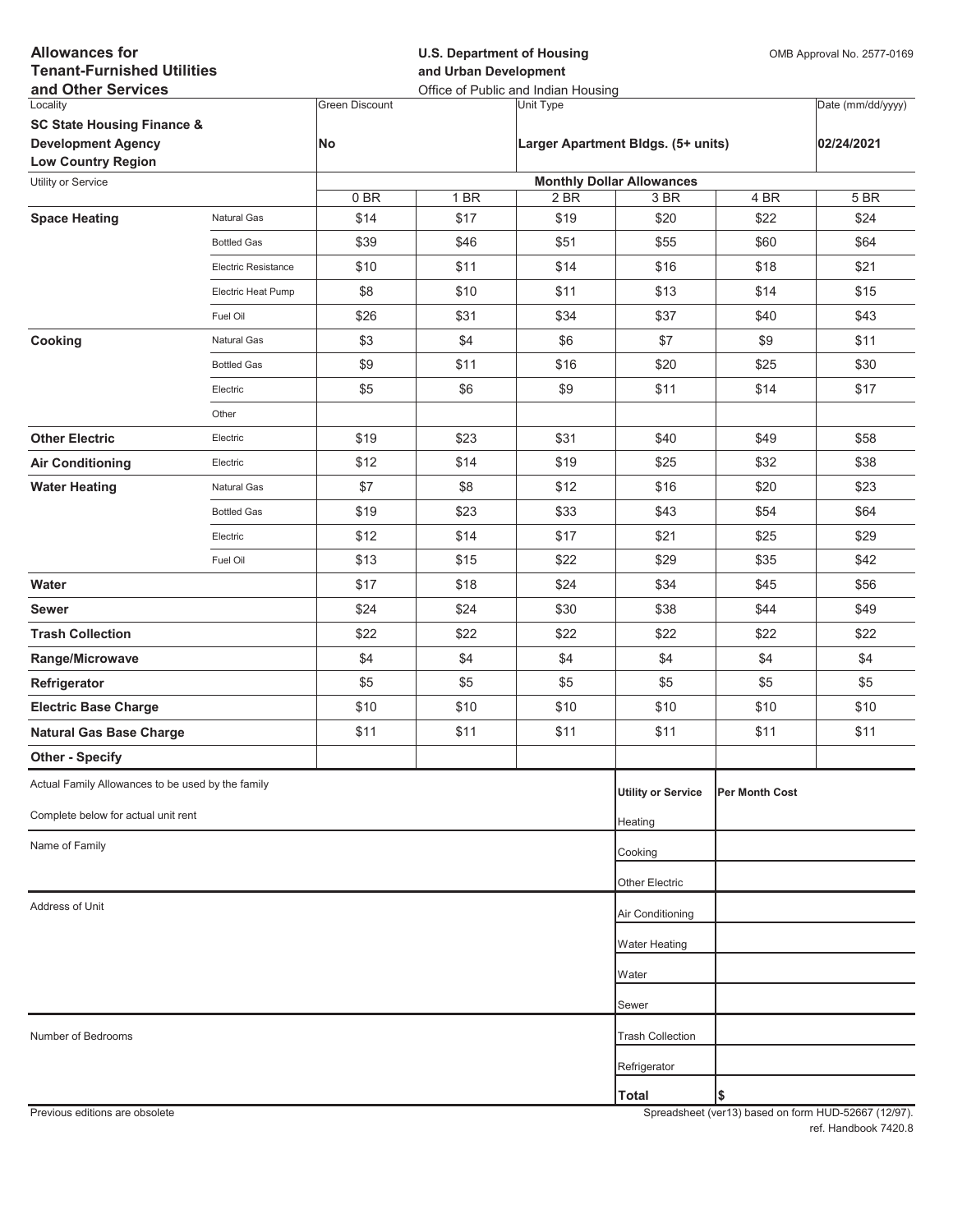**Allowances for Tenant-Furnished Utilities and Other Services**

**U.S. Department of Housing and Urban Development**
Office of Public and Indian Housing

OMB Approval No. 2577-0169

| Locality | Green Discount | Unit Type | Date (mm/dd/yyyy) |
|---|---|---|---|
| **SC State Housing Finance & Development Agency Low Country Region** | **No** | **Larger Apartment Bldgs. (5+ units)** | **02/24/2021** |

| Utility or Service | | Monthly Dollar Allowances | | | | | |
|---|---|---|---|---|---|---|---|
| | | 0 BR | 1 BR | 2 BR | 3 BR | 4 BR | 5 BR |
| **Space Heating** | Natural Gas | $14 | $17 | $19 | $20 | $22 | $24 |
| | Bottled Gas | $39 | $46 | $51 | $55 | $60 | $64 |
| | Electric Resistance | $10 | $11 | $14 | $16 | $18 | $21 |
| | Electric Heat Pump | $8 | $10 | $11 | $13 | $14 | $15 |
| | Fuel Oil | $26 | $31 | $34 | $37 | $40 | $43 |
| **Cooking** | Natural Gas | $3 | $4 | $6 | $7 | $9 | $11 |
| | Bottled Gas | $9 | $11 | $16 | $20 | $25 | $30 |
| | Electric | $5 | $6 | $9 | $11 | $14 | $17 |
| | Other | | | | | | |
| **Other Electric** | Electric | $19 | $23 | $31 | $40 | $49 | $58 |
| **Air Conditioning** | Electric | $12 | $14 | $19 | $25 | $32 | $38 |
| **Water Heating** | Natural Gas | $7 | $8 | $12 | $16 | $20 | $23 |
| | Bottled Gas | $19 | $23 | $33 | $43 | $54 | $64 |
| | Electric | $12 | $14 | $17 | $21 | $25 | $29 |
| | Fuel Oil | $13 | $15 | $22 | $29 | $35 | $42 |
| **Water** | | $17 | $18 | $24 | $34 | $45 | $56 |
| **Sewer** | | $24 | $24 | $30 | $38 | $44 | $49 |
| **Trash Collection** | | $22 | $22 | $22 | $22 | $22 | $22 |
| **Range/Microwave** | | $4 | $4 | $4 | $4 | $4 | $4 |
| **Refrigerator** | | $5 | $5 | $5 | $5 | $5 | $5 |
| **Electric Base Charge** | | $10 | $10 | $10 | $10 | $10 | $10 |
| **Natural Gas Base Charge** | | $11 | $11 | $11 | $11 | $11 | $11 |
| **Other - Specify** | | | | | | | |

Actual Family Allowances to be used by the family

Complete below for actual unit rent

Name of Family

Address of Unit

Number of Bedrooms

| Utility or Service | Per Month Cost |
|---|---|
| Heating | |
| Cooking | |
| Other Electric | |
| Air Conditioning | |
| Water Heating | |
| Water | |
| Sewer | |
| Trash Collection | |
| Refrigerator | |
| **Total** | $ |

Previous editions are obsolete

Spreadsheet (ver13) based on form HUD-52667 (12/97).
ref. Handbook 7420.8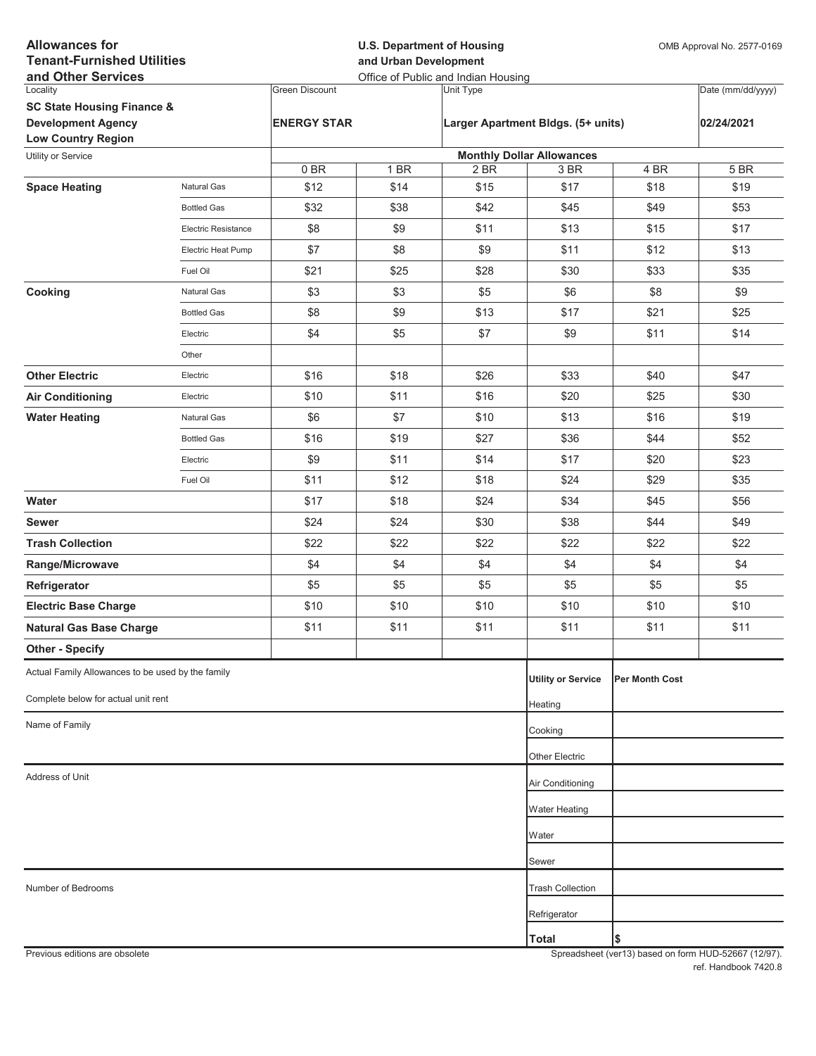**Allowances for Tenant-Furnished Utilities and Other Services**

**U.S. Department of Housing and Urban Development**
Office of Public and Indian Housing

OMB Approval No. 2577-0169

| Locality | Green Discount | Unit Type | Date (mm/dd/yyyy) |
|---|---|---|---|
| **SC State Housing Finance & Development Agency Low Country Region** | **ENERGY STAR** | **Larger Apartment Bldgs. (5+ units)** | **02/24/2021** |

| Utility or Service | | Monthly Dollar Allowances | | | | | |
|---|---|---|---|---|---|---|---|
| | | 0 BR | 1 BR | 2 BR | 3 BR | 4 BR | 5 BR |
| **Space Heating** | Natural Gas | $12 | $14 | $15 | $17 | $18 | $19 |
| | Bottled Gas | $32 | $38 | $42 | $45 | $49 | $53 |
| | Electric Resistance | $8 | $9 | $11 | $13 | $15 | $17 |
| | Electric Heat Pump | $7 | $8 | $9 | $11 | $12 | $13 |
| | Fuel Oil | $21 | $25 | $28 | $30 | $33 | $35 |
| **Cooking** | Natural Gas | $3 | $3 | $5 | $6 | $8 | $9 |
| | Bottled Gas | $8 | $9 | $13 | $17 | $21 | $25 |
| | Electric | $4 | $5 | $7 | $9 | $11 | $14 |
| | Other | | | | | | |
| **Other Electric** | Electric | $16 | $18 | $26 | $33 | $40 | $47 |
| **Air Conditioning** | Electric | $10 | $11 | $16 | $20 | $25 | $30 |
| **Water Heating** | Natural Gas | $6 | $7 | $10 | $13 | $16 | $19 |
| | Bottled Gas | $16 | $19 | $27 | $36 | $44 | $52 |
| | Electric | $9 | $11 | $14 | $17 | $20 | $23 |
| | Fuel Oil | $11 | $12 | $18 | $24 | $29 | $35 |
| **Water** | | $17 | $18 | $24 | $34 | $45 | $56 |
| **Sewer** | | $24 | $24 | $30 | $38 | $44 | $49 |
| **Trash Collection** | | $22 | $22 | $22 | $22 | $22 | $22 |
| **Range/Microwave** | | $4 | $4 | $4 | $4 | $4 | $4 |
| **Refrigerator** | | $5 | $5 | $5 | $5 | $5 | $5 |
| **Electric Base Charge** | | $10 | $10 | $10 | $10 | $10 | $10 |
| **Natural Gas Base Charge** | | $11 | $11 | $11 | $11 | $11 | $11 |
| **Other - Specify** | | | | | | | |

Actual Family Allowances to be used by the family

Complete below for actual unit rent

Name of Family

Address of Unit

Number of Bedrooms

| Utility or Service | Per Month Cost |
|---|---|
| Heating | |
| Cooking | |
| Other Electric | |
| Air Conditioning | |
| Water Heating | |
| Water | |
| Sewer | |
| Trash Collection | |
| Refrigerator | |
| **Total** | $ |

Previous editions are obsolete

Spreadsheet (ver13) based on form HUD-52667 (12/97).
ref. Handbook 7420.8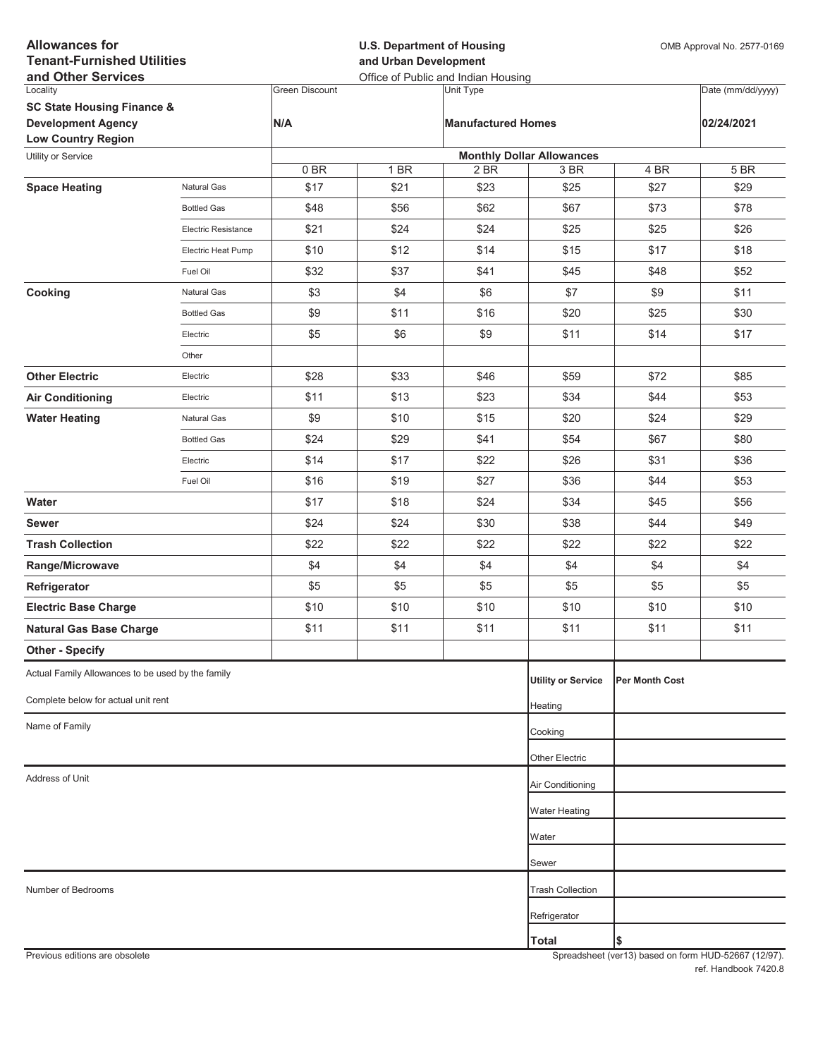**Allowances for Tenant-Furnished Utilities and Other Services**

**U.S. Department of Housing and Urban Development**
Office of Public and Indian Housing

OMB Approval No. 2577-0169

| Locality | Green Discount | Unit Type | Date (mm/dd/yyyy) |
|---|---|---|---|
| **SC State Housing Finance & Development Agency Low Country Region** | **N/A** | **Manufactured Homes** | **02/24/2021** |

| Utility or Service | | Monthly Dollar Allowances | | | | | |
|---|---|---|---|---|---|---|---|
| | | 0 BR | 1 BR | 2 BR | 3 BR | 4 BR | 5 BR |
| **Space Heating** | Natural Gas | $17 | $21 | $23 | $25 | $27 | $29 |
| | Bottled Gas | $48 | $56 | $62 | $67 | $73 | $78 |
| | Electric Resistance | $21 | $24 | $24 | $25 | $25 | $26 |
| | Electric Heat Pump | $10 | $12 | $14 | $15 | $17 | $18 |
| | Fuel Oil | $32 | $37 | $41 | $45 | $48 | $52 |
| **Cooking** | Natural Gas | $3 | $4 | $6 | $7 | $9 | $11 |
| | Bottled Gas | $9 | $11 | $16 | $20 | $25 | $30 |
| | Electric | $5 | $6 | $9 | $11 | $14 | $17 |
| | Other | | | | | | |
| **Other Electric** | Electric | $28 | $33 | $46 | $59 | $72 | $85 |
| **Air Conditioning** | Electric | $11 | $13 | $23 | $34 | $44 | $53 |
| **Water Heating** | Natural Gas | $9 | $10 | $15 | $20 | $24 | $29 |
| | Bottled Gas | $24 | $29 | $41 | $54 | $67 | $80 |
| | Electric | $14 | $17 | $22 | $26 | $31 | $36 |
| | Fuel Oil | $16 | $19 | $27 | $36 | $44 | $53 |
| **Water** | | $17 | $18 | $24 | $34 | $45 | $56 |
| **Sewer** | | $24 | $24 | $30 | $38 | $44 | $49 |
| **Trash Collection** | | $22 | $22 | $22 | $22 | $22 | $22 |
| **Range/Microwave** | | $4 | $4 | $4 | $4 | $4 | $4 |
| **Refrigerator** | | $5 | $5 | $5 | $5 | $5 | $5 |
| **Electric Base Charge** | | $10 | $10 | $10 | $10 | $10 | $10 |
| **Natural Gas Base Charge** | | $11 | $11 | $11 | $11 | $11 | $11 |
| **Other - Specify** | | | | | | | |

Actual Family Allowances to be used by the family

Complete below for actual unit rent

Name of Family

Address of Unit

Number of Bedrooms

| Utility or Service | Per Month Cost |
|---|---|
| Heating | |
| Cooking | |
| Other Electric | |
| Air Conditioning | |
| Water Heating | |
| Water | |
| Sewer | |
| Trash Collection | |
| Refrigerator | |
| **Total** | **$** |

Previous editions are obsolete

Spreadsheet (ver13) based on form HUD-52667 (12/97). ref. Handbook 7420.8